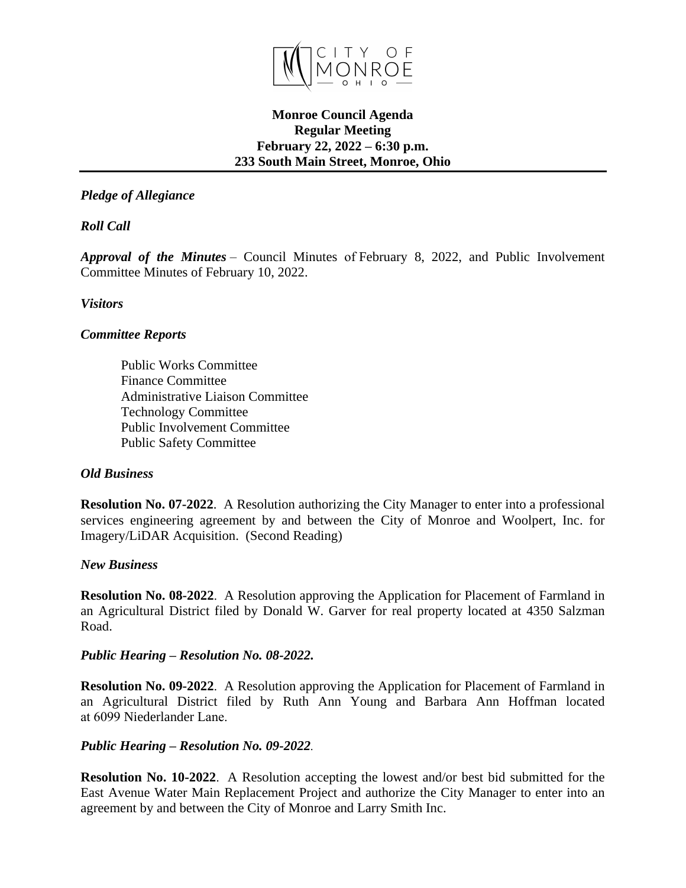CITY OF MONROE OHIO

**Monroe Council Agenda**
**Regular Meeting**
**February 22, 2022 – 6:30 p.m.**
**233 South Main Street, Monroe, Ohio**

***Pledge of Allegiance***

***Roll Call***

***Approval of the Minutes*** – Council Minutes of February 8, 2022, and Public Involvement Committee Minutes of February 10, 2022.

***Visitors***

***Committee Reports***

Public Works Committee
Finance Committee
Administrative Liaison Committee
Technology Committee
Public Involvement Committee
Public Safety Committee

***Old Business***

**Resolution No. 07-2022**. A Resolution authorizing the City Manager to enter into a professional services engineering agreement by and between the City of Monroe and Woolpert, Inc. for Imagery/LiDAR Acquisition. (Second Reading)

***New Business***

**Resolution No. 08-2022**. A Resolution approving the Application for Placement of Farmland in an Agricultural District filed by Donald W. Garver for real property located at 4350 Salzman Road.

***Public Hearing – Resolution No. 08-2022.***

**Resolution No. 09-2022**. A Resolution approving the Application for Placement of Farmland in an Agricultural District filed by Ruth Ann Young and Barbara Ann Hoffman located at 6099 Niederlander Lane.

***Public Hearing – Resolution No. 09-2022.***

**Resolution No. 10-2022**. A Resolution accepting the lowest and/or best bid submitted for the East Avenue Water Main Replacement Project and authorize the City Manager to enter into an agreement by and between the City of Monroe and Larry Smith Inc.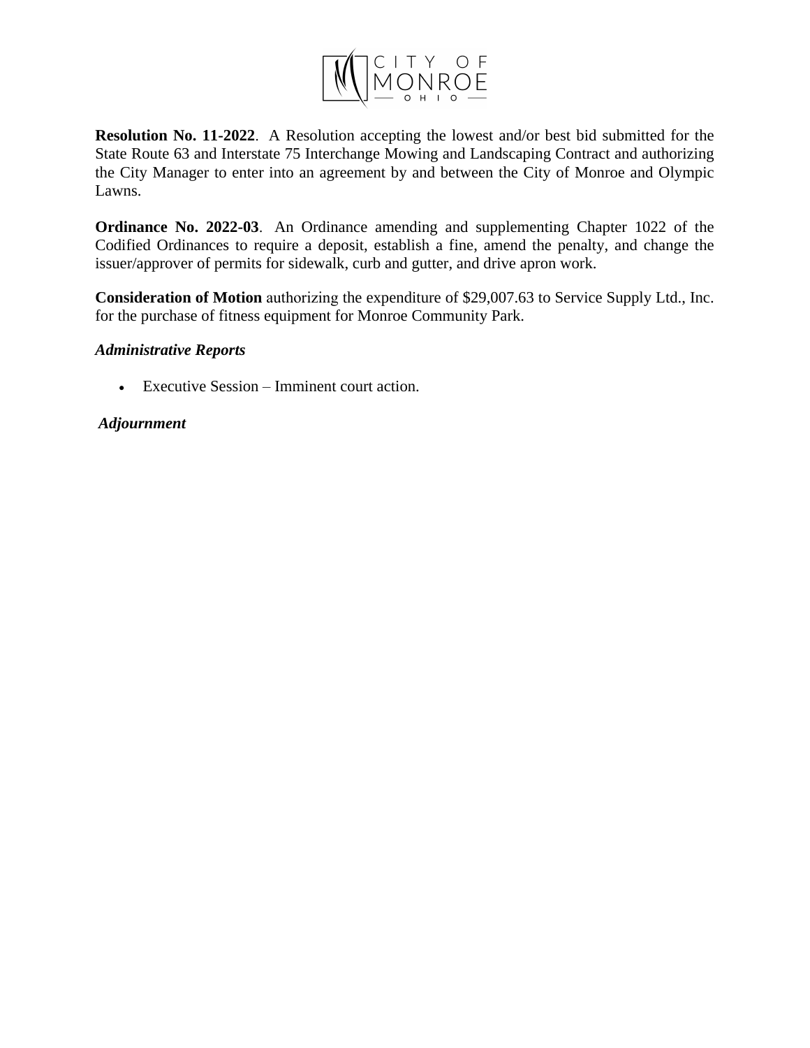**Resolution No. 11-2022**. A Resolution accepting the lowest and/or best bid submitted for the State Route 63 and Interstate 75 Interchange Mowing and Landscaping Contract and authorizing the City Manager to enter into an agreement by and between the City of Monroe and Olympic Lawns.

**Ordinance No. 2022-03**. An Ordinance amending and supplementing Chapter 1022 of the Codified Ordinances to require a deposit, establish a fine, amend the penalty, and change the issuer/approver of permits for sidewalk, curb and gutter, and drive apron work.

**Consideration of Motion** authorizing the expenditure of $29,007.63 to Service Supply Ltd., Inc. for the purchase of fitness equipment for Monroe Community Park.

***Administrative Reports***

- Executive Session – Imminent court action.

***Adjournment***